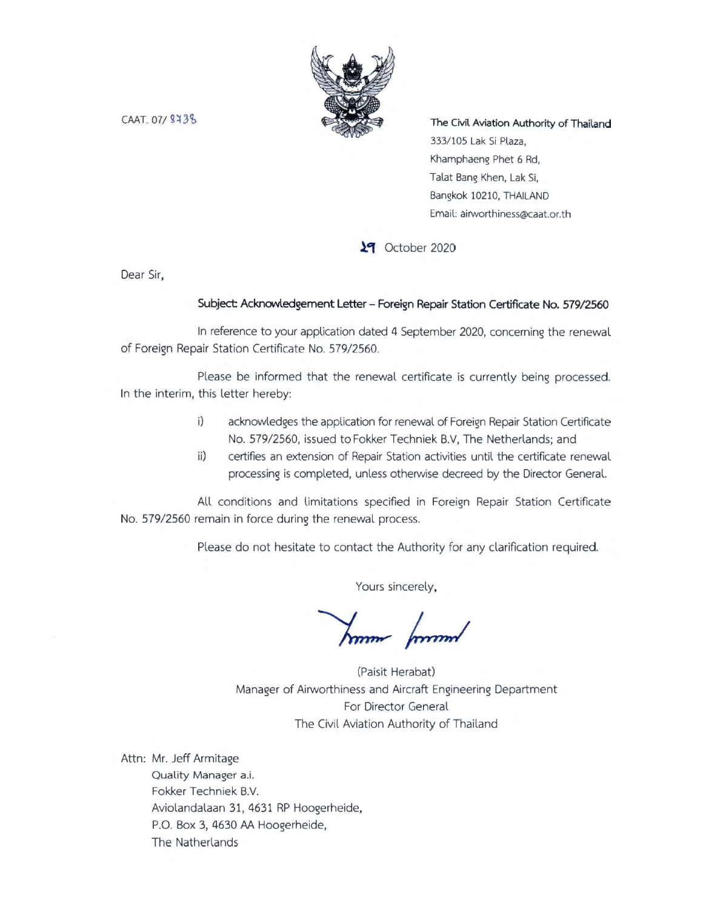CAAT. 07/ 8738

The Civil Aviation Authority of Thailand
333/105 Lak Si Plaza,
Khamphaeng Phet 6 Rd,
Talat Bang Khen, Lak Si,
Bangkok 10210, THAILAND
Email: airworthiness@caat.or.th

29 October 2020

Dear Sir,

**Subject: Acknowledgement Letter – Foreign Repair Station Certificate No. 579/2560**

In reference to your application dated 4 September 2020, concerning the renewal of Foreign Repair Station Certificate No. 579/2560.

Please be informed that the renewal certificate is currently being processed. In the interim, this letter hereby:

i) acknowledges the application for renewal of Foreign Repair Station Certificate No. 579/2560, issued to Fokker Techniek B.V, The Netherlands; and

ii) certifies an extension of Repair Station activities until the certificate renewal processing is completed, unless otherwise decreed by the Director General.

All conditions and limitations specified in Foreign Repair Station Certificate No. 579/2560 remain in force during the renewal process.

Please do not hesitate to contact the Authority for any clarification required.

Yours sincerely,

(Paisit Herabat)
Manager of Airworthiness and Aircraft Engineering Department
For Director General
The Civil Aviation Authority of Thailand

Attn: Mr. Jeff Armitage
Quality Manager a.i.
Fokker Techniek B.V.
Aviolandalaan 31, 4631 RP Hoogerheide,
P.O. Box 3, 4630 AA Hoogerheide,
The Natherlands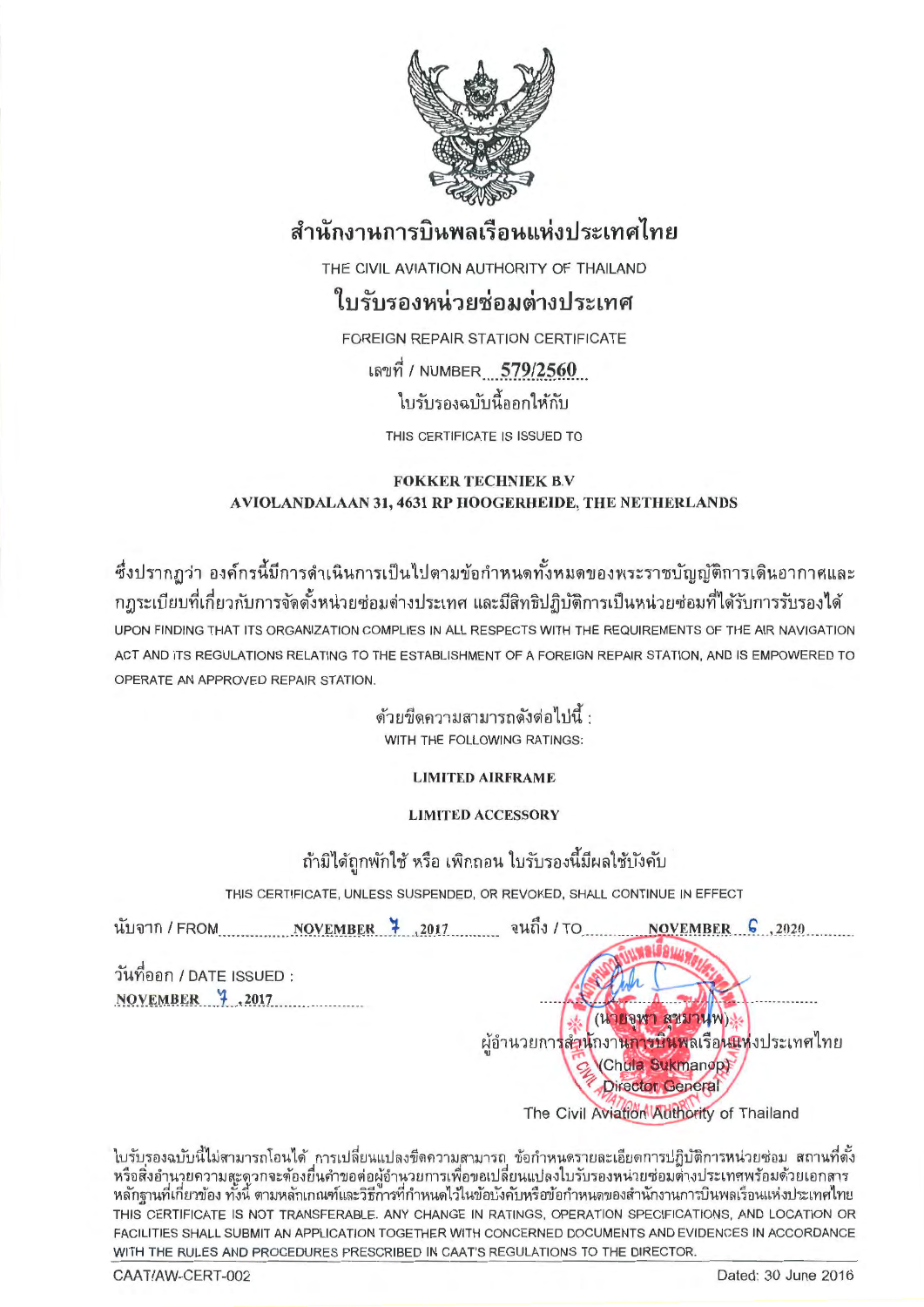# สำนักงานการบินพลเรือนแห่งประเทศไทย

THE CIVIL AVIATION AUTHORITY OF THAILAND

## ใบรับรองหน่วยซ่อมต่างประเทศ

FOREIGN REPAIR STATION CERTIFICATE

เลขที่ / NUMBER **579/2560**

ใบรับรองฉบับนี้ออกให้กับ

THIS CERTIFICATE IS ISSUED TO

**FOKKER TECHNIEK B.V**
**AVIOLANDALAAN 31, 4631 RP HOOGERHEIDE, THE NETHERLANDS**

ซึ่งปรากฏว่า องค์กรนี้มีการดำเนินการเป็นไปตามข้อกำหนดทั้งหมดของพระราชบัญญัติการเดินอากาศและกฎระเบียบที่เกี่ยวกับการจัดตั้งหน่วยซ่อมต่างประเทศ และมีสิทธิปฏิบัติการเป็นหน่วยซ่อมที่ได้รับการรับรองได้
UPON FINDING THAT ITS ORGANIZATION COMPLIES IN ALL RESPECTS WITH THE REQUIREMENTS OF THE AIR NAVIGATION ACT AND ITS REGULATIONS RELATING TO THE ESTABLISHMENT OF A FOREIGN REPAIR STATION, AND IS EMPOWERED TO OPERATE AN APPROVED REPAIR STATION.

ด้วยขีดความสามารถดังต่อไปนี้ :
WITH THE FOLLOWING RATINGS:

**LIMITED AIRFRAME**

**LIMITED ACCESSORY**

ถ้ามิได้ถูกพักใช้ หรือ เพิกถอน ใบรับรองนี้มีผลใช้บังคับ

THIS CERTIFICATE, UNLESS SUSPENDED, OR REVOKED, SHALL CONTINUE IN EFFECT

นับจาก / FROM **NOVEMBER 7, 2017** จนถึง / TO **NOVEMBER 6, 2020**

วันที่ออก / DATE ISSUED :
**NOVEMBER 7, 2017**

(นายจุฬา สุขมานพ)
ผู้อำนวยการสำนักงานการบินพลเรือนแห่งประเทศไทย
(Chula Sukmanop)
Director General
The Civil Aviation Authority of Thailand

ใบรับรองฉบับนี้ไม่สามารถโอนได้ การเปลี่ยนแปลงขีดความสามารถ ข้อกำหนดรายละเอียดการปฏิบัติการหน่วยซ่อม สถานที่ตั้ง หรือสิ่งอำนวยความสะดวกจะต้องยื่นคำขอต่อผู้อำนวยการเพื่อขอเปลี่ยนแปลงใบรับรองหน่วยซ่อมต่างประเทศพร้อมด้วยเอกสารหลักฐานที่เกี่ยวข้อง ทั้งนี้ ตามหลักเกณฑ์และวิธีการที่กำหนดไว้ในข้อบังคับหรือข้อกำหนดของสำนักงานการบินพลเรือนแห่งประเทศไทย
THIS CERTIFICATE IS NOT TRANSFERABLE. ANY CHANGE IN RATINGS, OPERATION SPECIFICATIONS, AND LOCATION OR FACILITIES SHALL SUBMIT AN APPLICATION TOGETHER WITH CONCERNED DOCUMENTS AND EVIDENCES IN ACCORDANCE WITH THE RULES AND PROCEDURES PRESCRIBED IN CAAT'S REGULATIONS TO THE DIRECTOR.

CAAT/AW-CERT-002 Dated: 30 June 2016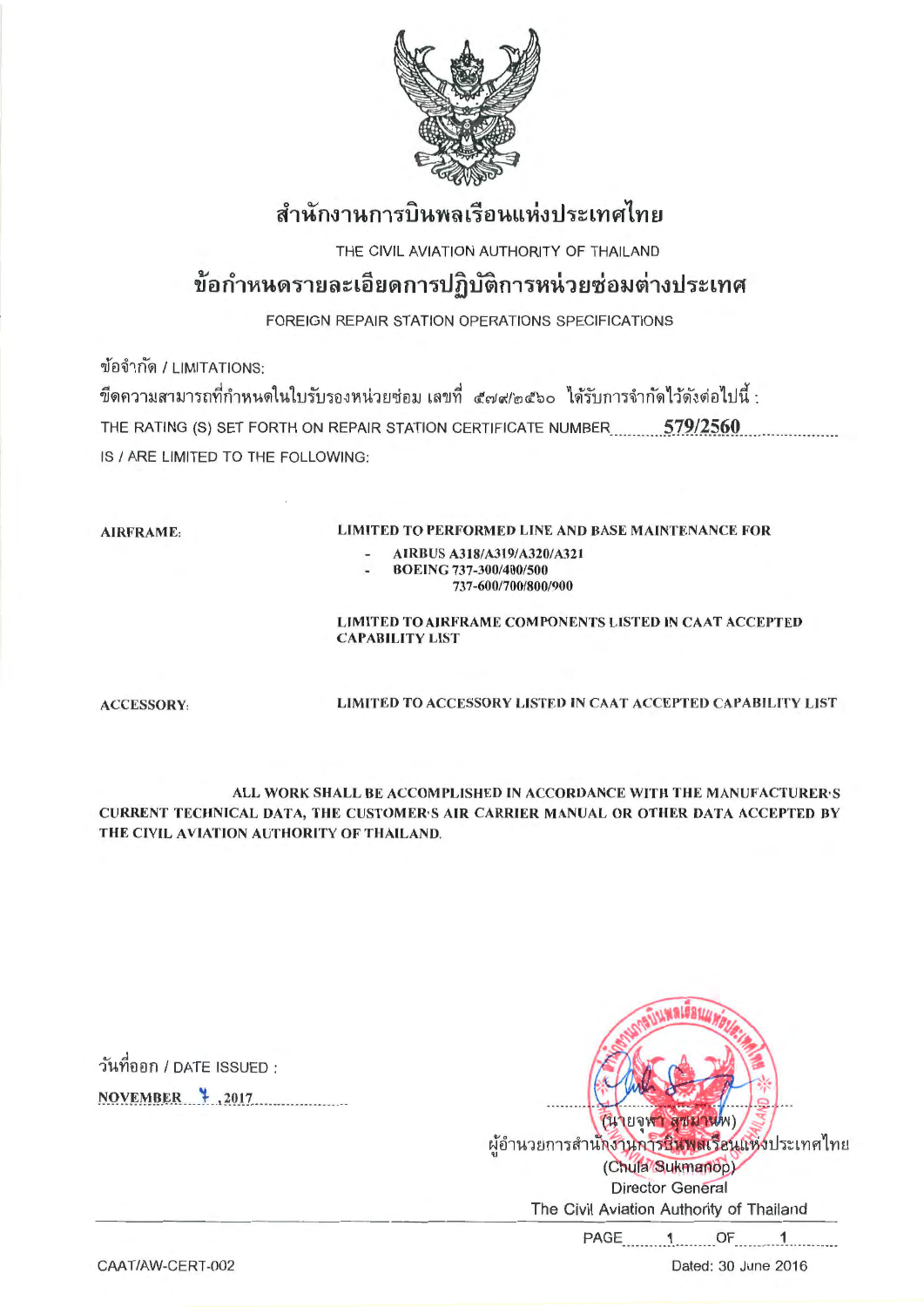# สำนักงานการบินพลเรือนแห่งประเทศไทย

THE CIVIL AVIATION AUTHORITY OF THAILAND

## ข้อกำหนดรายละเอียดการปฏิบัติการหน่วยซ่อมต่างประเทศ

FOREIGN REPAIR STATION OPERATIONS SPECIFICATIONS

ข้อจำกัด / LIMITATIONS:

ขีดความสามารถที่กำหนดในใบรับรองหน่วยซ่อม เลขที่ ๕๗๙/๒๕๖๐ ได้รับการจำกัดไว้ดังต่อไปนี้ :

THE RATING (S) SET FORTH ON REPAIR STATION CERTIFICATE NUMBER **579/2560**

IS / ARE LIMITED TO THE FOLLOWING:

**AIRFRAME:**

**LIMITED TO PERFORMED LINE AND BASE MAINTENANCE FOR**

- **AIRBUS A318/A319/A320/A321**
- **BOEING 737-300/400/500**
  **737-600/700/800/900**

**LIMITED TO AIRFRAME COMPONENTS LISTED IN CAAT ACCEPTED CAPABILITY LIST**

**ACCESSORY:**

**LIMITED TO ACCESSORY LISTED IN CAAT ACCEPTED CAPABILITY LIST**

**ALL WORK SHALL BE ACCOMPLISHED IN ACCORDANCE WITH THE MANUFACTURER'S CURRENT TECHNICAL DATA, THE CUSTOMER'S AIR CARRIER MANUAL OR OTHER DATA ACCEPTED BY THE CIVIL AVIATION AUTHORITY OF THAILAND.**

วันที่ออก / DATE ISSUED :

**NOVEMBER 7, 2017**

(นายจุฬา สุขมานพ)

ผู้อำนวยการสำนักงานการบินพลเรือนแห่งประเทศไทย

(Chula Sukmanop)

Director General

The Civil Aviation Authority of Thailand

CAAT/AW-CERT-002

Dated: 30 June 2016